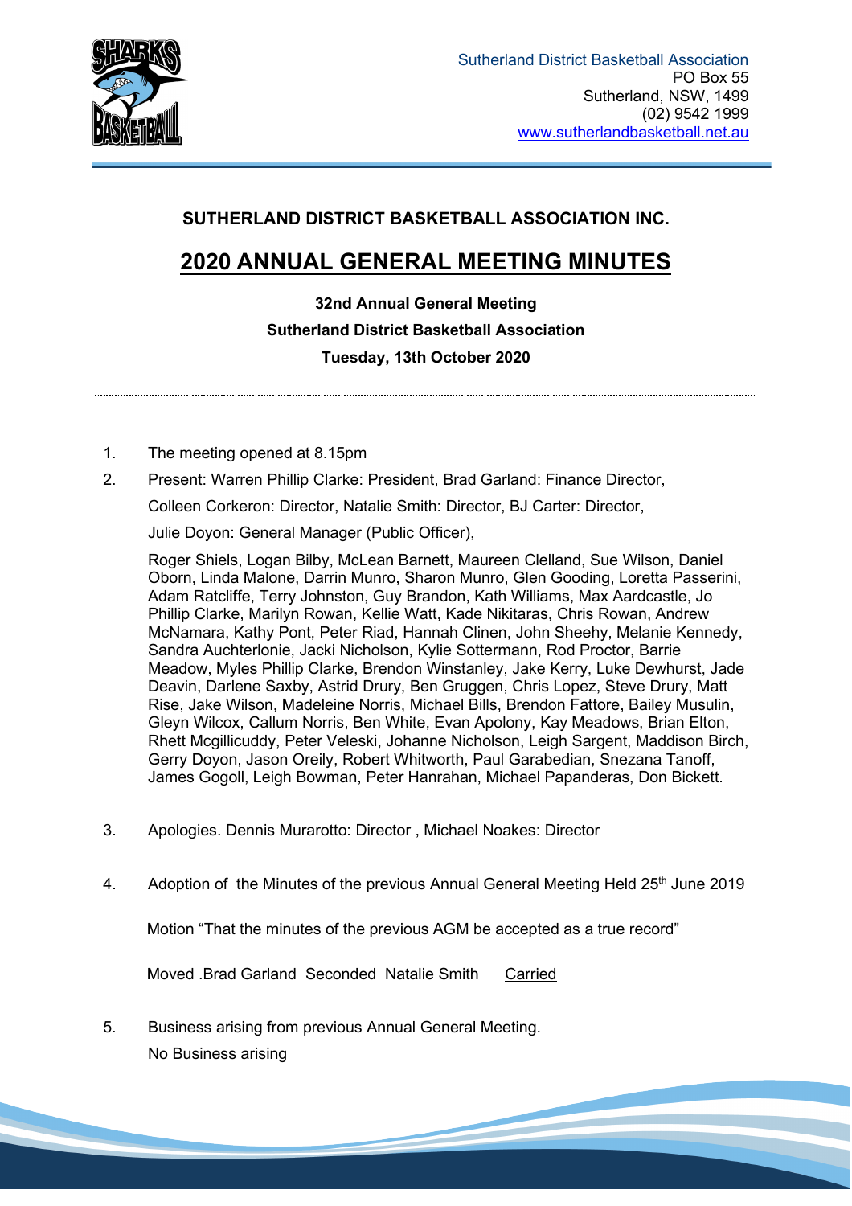Sutherland District Basketball Association
PO Box 55
Sutherland, NSW, 1499
(02) 9542 1999
www.sutherlandbasketball.net.au

**SUTHERLAND DISTRICT BASKETBALL ASSOCIATION INC.**

# 2020 ANNUAL GENERAL MEETING MINUTES

**32nd Annual General Meeting**
**Sutherland District Basketball Association**
**Tuesday, 13th October 2020**

1. The meeting opened at 8.15pm

2. Present: Warren Phillip Clarke: President, Brad Garland: Finance Director,
   Colleen Corkeron: Director, Natalie Smith: Director, BJ Carter: Director,
   Julie Doyon: General Manager (Public Officer),

   Roger Shiels, Logan Bilby, McLean Barnett, Maureen Clelland, Sue Wilson, Daniel Oborn, Linda Malone, Darrin Munro, Sharon Munro, Glen Gooding, Loretta Passerini, Adam Ratcliffe, Terry Johnston, Guy Brandon, Kath Williams, Max Aardcastle, Jo Phillip Clarke, Marilyn Rowan, Kellie Watt, Kade Nikitaras, Chris Rowan, Andrew McNamara, Kathy Pont, Peter Riad, Hannah Clinen, John Sheehy, Melanie Kennedy, Sandra Auchterlonie, Jacki Nicholson, Kylie Sottermann, Rod Proctor, Barrie Meadow, Myles Phillip Clarke, Brendon Winstanley, Jake Kerry, Luke Dewhurst, Jade Deavin, Darlene Saxby, Astrid Drury, Ben Gruggen, Chris Lopez, Steve Drury, Matt Rise, Jake Wilson, Madeleine Norris, Michael Bills, Brendon Fattore, Bailey Musulin, Gleyn Wilcox, Callum Norris, Ben White, Evan Apolony, Kay Meadows, Brian Elton, Rhett Mcgillicuddy, Peter Veleski, Johanne Nicholson, Leigh Sargent, Maddison Birch, Gerry Doyon, Jason Oreily, Robert Whitworth, Paul Garabedian, Snezana Tanoff, James Gogoll, Leigh Bowman, Peter Hanrahan, Michael Papanderas, Don Bickett.

3. Apologies. Dennis Muraratto: Director , Michael Noakes: Director

4. Adoption of the Minutes of the previous Annual General Meeting Held 25th June 2019

   Motion "That the minutes of the previous AGM be accepted as a true record"

   Moved .Brad Garland Seconded Natalie Smith Carried

5. Business arising from previous Annual General Meeting.
   No Business arising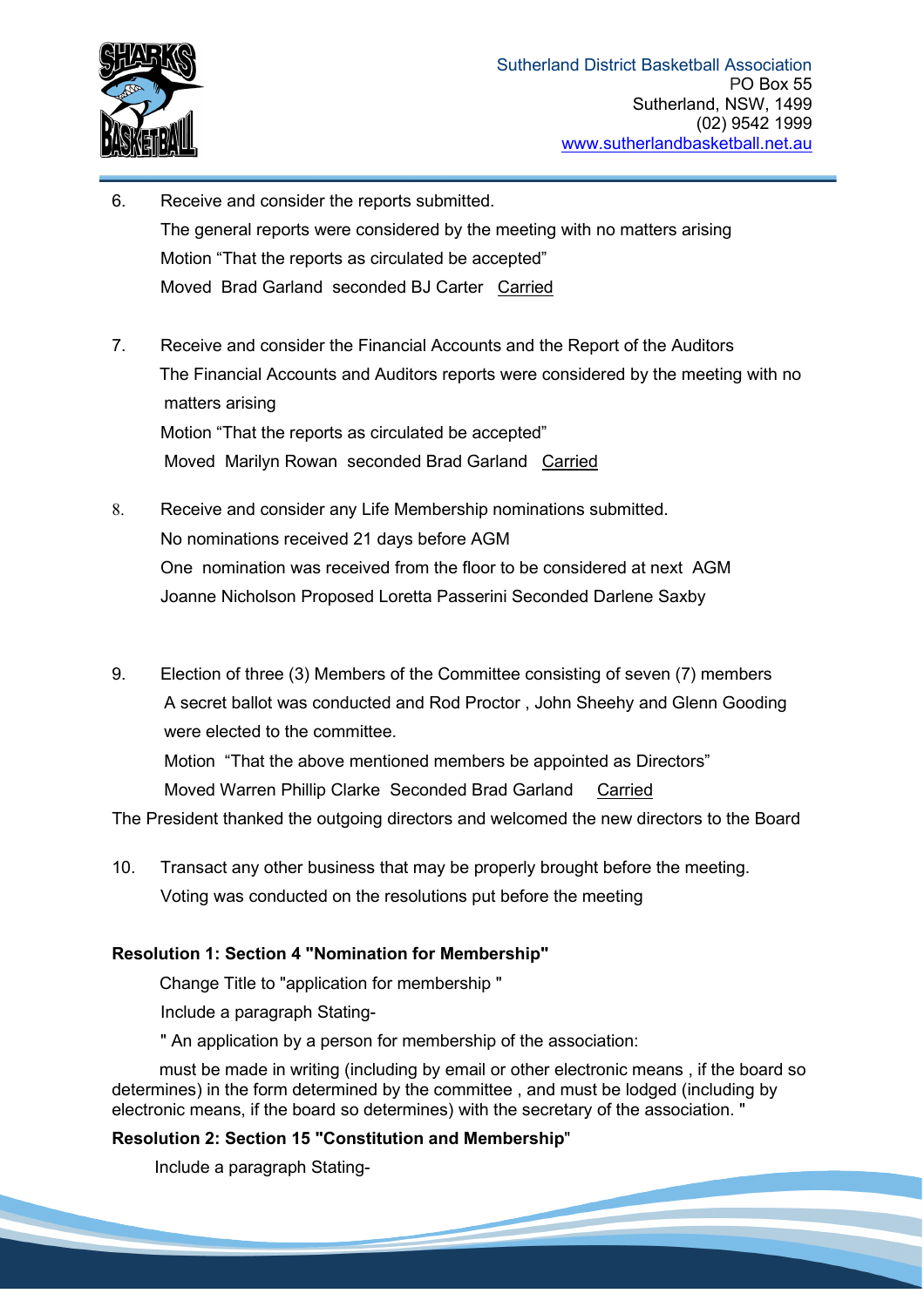6. Receive and consider the reports submitted.

   The general reports were considered by the meeting with no matters arising

   Motion "That the reports as circulated be accepted"

   Moved Brad Garland seconded BJ Carter <u>Carried</u>

7. Receive and consider the Financial Accounts and the Report of the Auditors

   The Financial Accounts and Auditors reports were considered by the meeting with no matters arising

   Motion "That the reports as circulated be accepted"

   Moved Marilyn Rowan seconded Brad Garland <u>Carried</u>

8. Receive and consider any Life Membership nominations submitted.

   No nominations received 21 days before AGM

   One nomination was received from the floor to be considered at next AGM

   Joanne Nicholson Proposed Loretta Passerini Seconded Darlene Saxby

9. Election of three (3) Members of the Committee consisting of seven (7) members

   A secret ballot was conducted and Rod Proctor , John Sheehy and Glenn Gooding were elected to the committee.

   Motion "That the above mentioned members be appointed as Directors"

   Moved Warren Phillip Clarke Seconded Brad Garland <u>Carried</u>

The President thanked the outgoing directors and welcomed the new directors to the Board

10. Transact any other business that may be properly brought before the meeting.

    Voting was conducted on the resolutions put before the meeting

**Resolution 1: Section 4 "Nomination for Membership"**

Change Title to "application for membership "

Include a paragraph Stating-

" An application by a person for membership of the association:

must be made in writing (including by email or other electronic means , if the board so determines) in the form determined by the committee , and must be lodged (including by electronic means, if the board so determines) with the secretary of the association. "

**Resolution 2: Section 15 "Constitution and Membership**"

Include a paragraph Stating-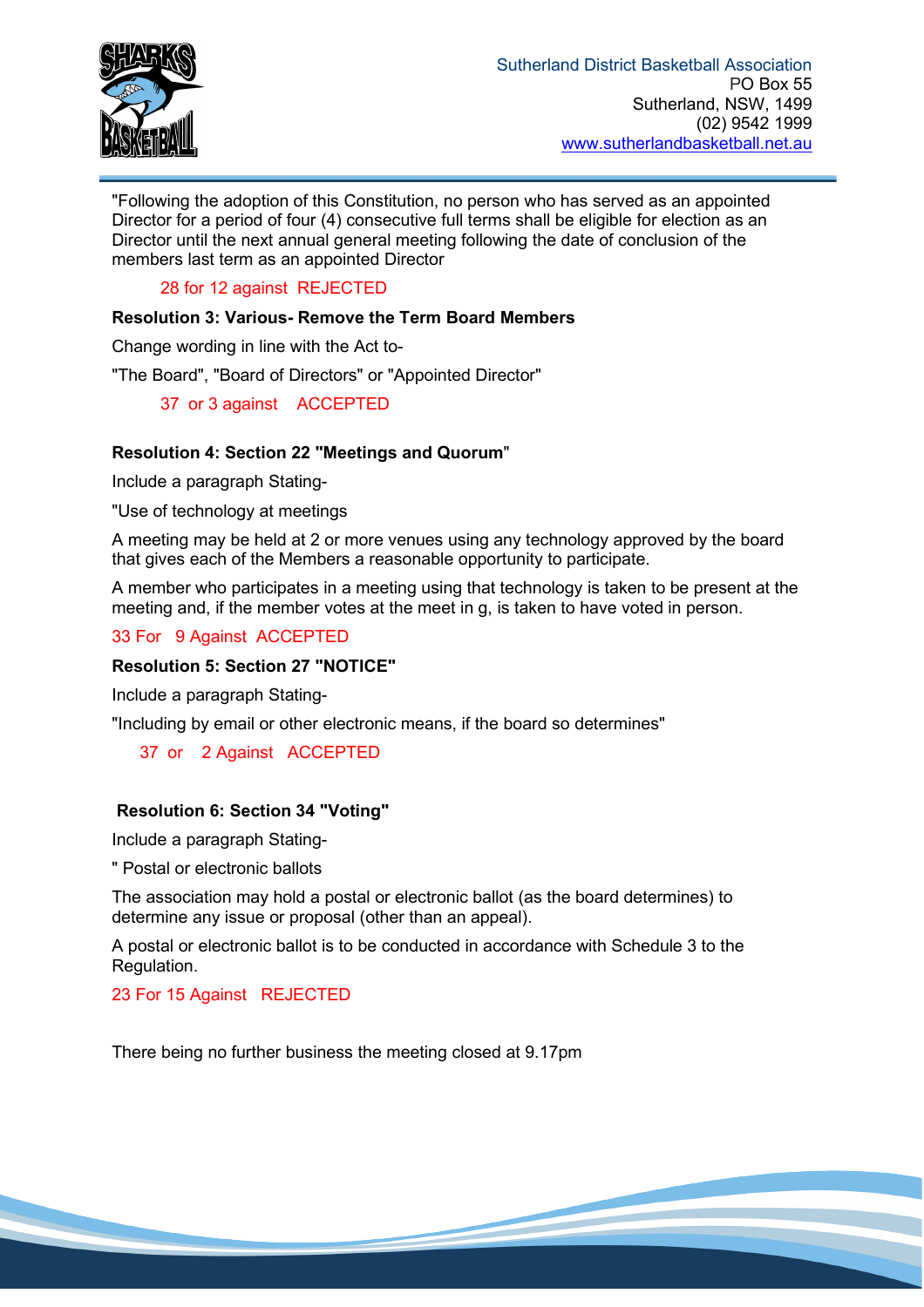"Following the adoption of this Constitution, no person who has served as an appointed Director for a period of four (4) consecutive full terms shall be eligible for election as an Director until the next annual general meeting following the date of conclusion of the members last term as an appointed Director

28 for 12 against REJECTED

**Resolution 3: Various- Remove the Term Board Members**

Change wording in line with the Act to-

"The Board", "Board of Directors" or "Appointed Director"

37 or 3 against ACCEPTED

**Resolution 4: Section 22 "Meetings and Quorum"**

Include a paragraph Stating-

"Use of technology at meetings

A meeting may be held at 2 or more venues using any technology approved by the board that gives each of the Members a reasonable opportunity to participate.

A member who participates in a meeting using that technology is taken to be present at the meeting and, if the member votes at the meet in g, is taken to have voted in person.

33 For 9 Against ACCEPTED

**Resolution 5: Section 27 "NOTICE"**

Include a paragraph Stating-

"Including by email or other electronic means, if the board so determines"

37 or 2 Against ACCEPTED

**Resolution 6: Section 34 "Voting"**

Include a paragraph Stating-

" Postal or electronic ballots

The association may hold a postal or electronic ballot (as the board determines) to determine any issue or proposal (other than an appeal).

A postal or electronic ballot is to be conducted in accordance with Schedule 3 to the Regulation.

23 For 15 Against REJECTED

There being no further business the meeting closed at 9.17pm